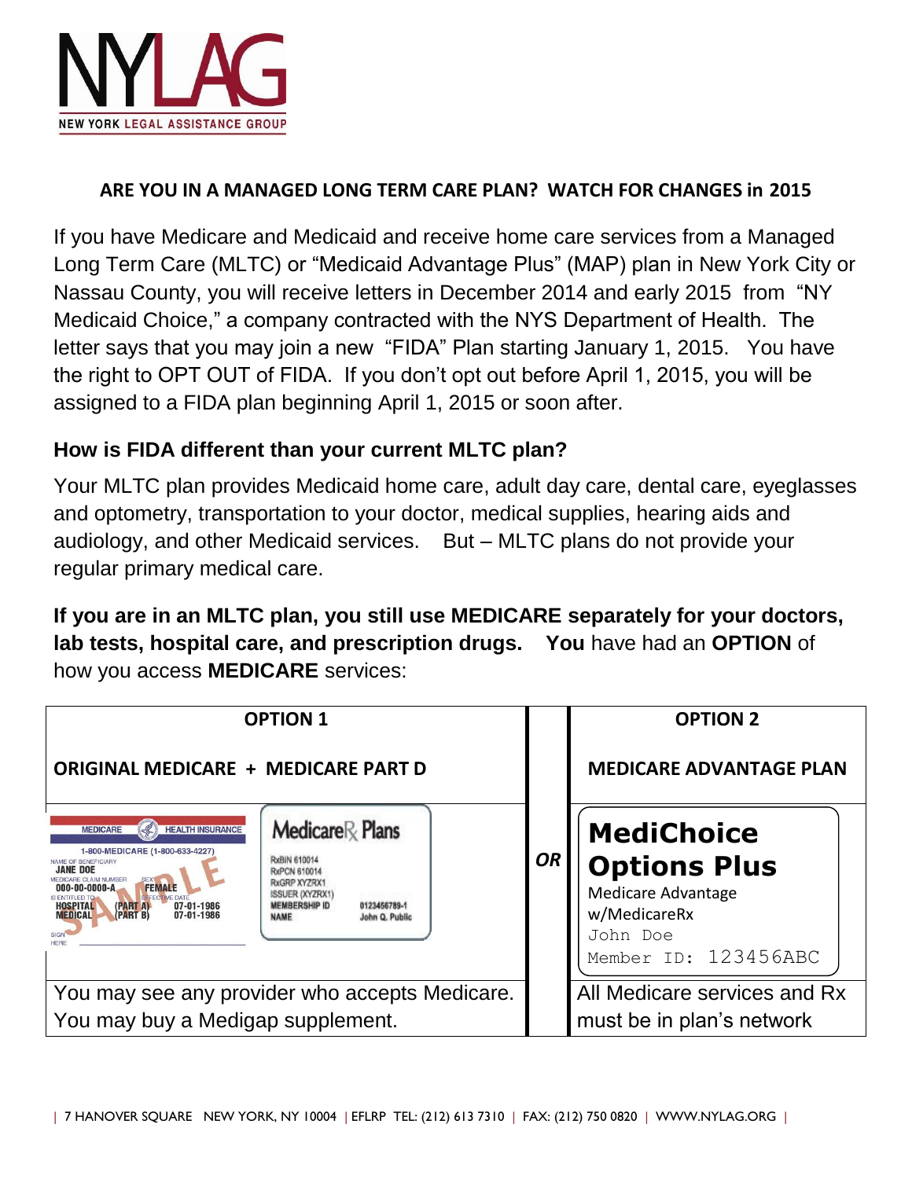# NYLAG
NEW YORK LEGAL ASSISTANCE GROUP

## ARE YOU IN A MANAGED LONG TERM CARE PLAN? WATCH FOR CHANGES in 2015

If you have Medicare and Medicaid and receive home care services from a Managed Long Term Care (MLTC) or "Medicaid Advantage Plus" (MAP) plan in New York City or Nassau County, you will receive letters in December 2014 and early 2015 from "NY Medicaid Choice," a company contracted with the NYS Department of Health. The letter says that you may join a new "FIDA" Plan starting January 1, 2015. You have the right to OPT OUT of FIDA. If you don't opt out before April 1, 2015, you will be assigned to a FIDA plan beginning April 1, 2015 or soon after.

### How is FIDA different than your current MLTC plan?

Your MLTC plan provides Medicaid home care, adult day care, dental care, eyeglasses and optometry, transportation to your doctor, medical supplies, hearing aids and audiology, and other Medicaid services. But – MLTC plans do not provide your regular primary medical care.

**If you are in an MLTC plan, you still use MEDICARE separately for your doctors, lab tests, hospital care, and prescription drugs. You** have had an **OPTION** of how you access **MEDICARE** services:

| OPTION 1 | | OPTION 2 |
|---|---|---|
| **ORIGINAL MEDICARE + MEDICARE PART D** | | **MEDICARE ADVANTAGE PLAN** |
| MEDICARE HEALTH INSURANCE 1-800-MEDICARE (1-800-633-4227) NAME OF BENEFICIARY JANE DOE MEDICARE CLAIM NUMBER 000-00-0000-A SEX FEMALE IS ENTITLED TO HOSPITAL (PART A) 07-01-1986 MEDICAL (PART B) 07-01-1986 SAMPLE / MedicareRx Plans RxBIN 610014 RxPCN 610014 RxGRP XYZRX1 ISSUER (XYZRX1) MEMBERSHIP ID 0123456789-1 NAME John Q. Public | **OR** | **MediChoice Options Plus** Medicare Advantage w/MedicareRx John Doe Member ID: 123456ABC |
| You may see any provider who accepts Medicare. You may buy a Medigap supplement. | | All Medicare services and Rx must be in plan's network |

| 7 HANOVER SQUARE NEW YORK, NY 10004 | EFLRP TEL: (212) 613 7310 | FAX: (212) 750 0820 | WWW.NYLAG.ORG |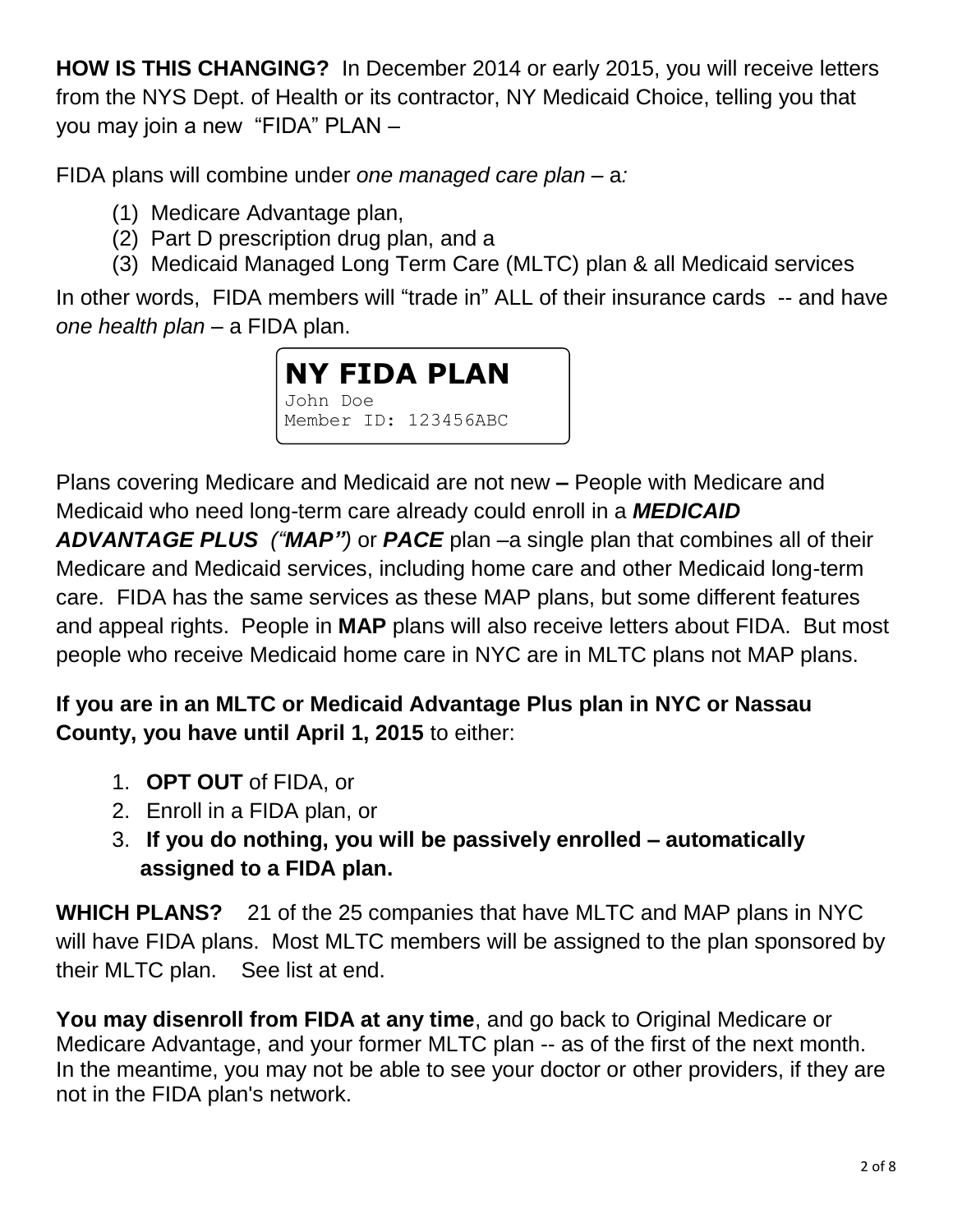**HOW IS THIS CHANGING?** In December 2014 or early 2015, you will receive letters from the NYS Dept. of Health or its contractor, NY Medicaid Choice, telling you that you may join a new "FIDA" PLAN –

FIDA plans will combine under *one managed care plan* – a*:*

1. Medicare Advantage plan,
2. Part D prescription drug plan, and a
3. Medicaid Managed Long Term Care (MLTC) plan & all Medicaid services

In other words, FIDA members will "trade in" ALL of their insurance cards -- and have *one health plan* – a FIDA plan.

**NY FIDA PLAN**
John Doe
Member ID: 123456ABC

Plans covering Medicare and Medicaid are not new **–** People with Medicare and Medicaid who need long-term care already could enroll in a ***MEDICAID ADVANTAGE PLUS*** ***("MAP")*** or ***PACE*** plan –a single plan that combines all of their Medicare and Medicaid services, including home care and other Medicaid long-term care. FIDA has the same services as these MAP plans, but some different features and appeal rights. People in **MAP** plans will also receive letters about FIDA. But most people who receive Medicaid home care in NYC are in MLTC plans not MAP plans.

**If you are in an MLTC or Medicaid Advantage Plus plan in NYC or Nassau County, you have until April 1, 2015** to either:

1. **OPT OUT** of FIDA, or
2. Enroll in a FIDA plan, or
3. **If you do nothing, you will be passively enrolled – automatically assigned to a FIDA plan.**

**WHICH PLANS?** 21 of the 25 companies that have MLTC and MAP plans in NYC will have FIDA plans. Most MLTC members will be assigned to the plan sponsored by their MLTC plan. See list at end.

**You may disenroll from FIDA at any time**, and go back to Original Medicare or Medicare Advantage, and your former MLTC plan -- as of the first of the next month. In the meantime, you may not be able to see your doctor or other providers, if they are not in the FIDA plan's network.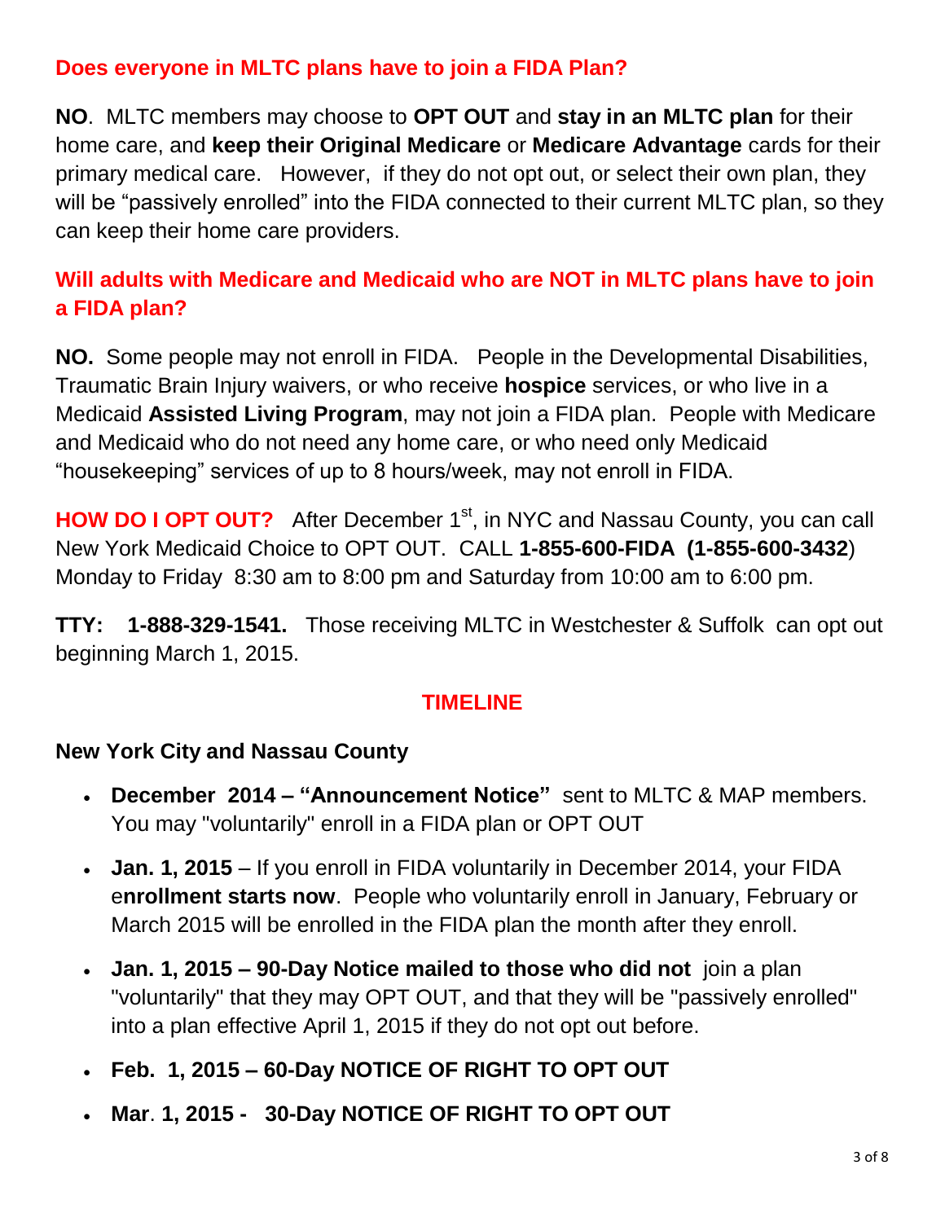## Does everyone in MLTC plans have to join a FIDA Plan?

**NO**. MLTC members may choose to **OPT OUT** and **stay in an MLTC plan** for their home care, and **keep their Original Medicare** or **Medicare Advantage** cards for their primary medical care. However, if they do not opt out, or select their own plan, they will be "passively enrolled" into the FIDA connected to their current MLTC plan, so they can keep their home care providers.

## Will adults with Medicare and Medicaid who are NOT in MLTC plans have to join a FIDA plan?

**NO.** Some people may not enroll in FIDA. People in the Developmental Disabilities, Traumatic Brain Injury waivers, or who receive **hospice** services, or who live in a Medicaid **Assisted Living Program**, may not join a FIDA plan. People with Medicare and Medicaid who do not need any home care, or who need only Medicaid "housekeeping" services of up to 8 hours/week, may not enroll in FIDA.

**HOW DO I OPT OUT?** After December 1st, in NYC and Nassau County, you can call New York Medicaid Choice to OPT OUT. CALL **1-855-600-FIDA (1-855-600-3432**) Monday to Friday 8:30 am to 8:00 pm and Saturday from 10:00 am to 6:00 pm.

**TTY: 1-888-329-1541.** Those receiving MLTC in Westchester & Suffolk can opt out beginning March 1, 2015.

## TIMELINE

**New York City and Nassau County**

- **December 2014 – "Announcement Notice"** sent to MLTC & MAP members. You may "voluntarily" enroll in a FIDA plan or OPT OUT
- **Jan. 1, 2015** – If you enroll in FIDA voluntarily in December 2014, your FIDA e**nrollment starts now**. People who voluntarily enroll in January, February or March 2015 will be enrolled in the FIDA plan the month after they enroll.
- **Jan. 1, 2015 – 90-Day Notice mailed to those who did not** join a plan "voluntarily" that they may OPT OUT, and that they will be "passively enrolled" into a plan effective April 1, 2015 if they do not opt out before.
- **Feb. 1, 2015 – 60-Day NOTICE OF RIGHT TO OPT OUT**
- **Mar. 1, 2015 - 30-Day NOTICE OF RIGHT TO OPT OUT**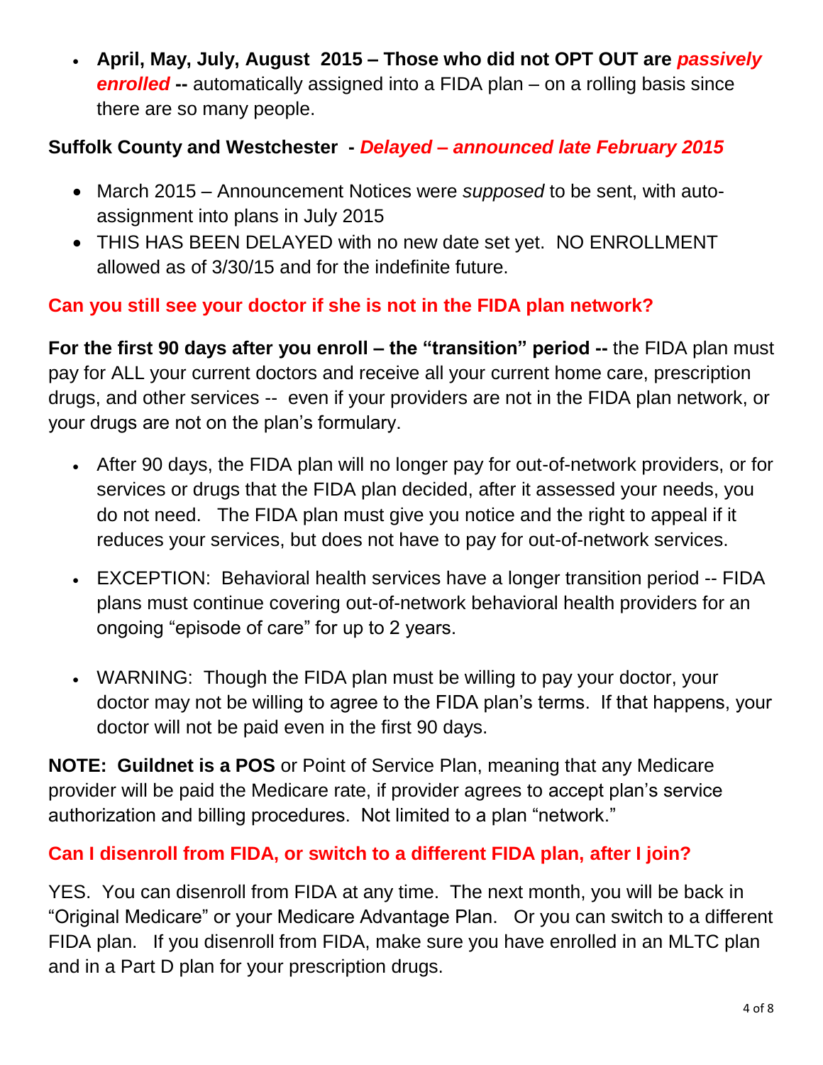- **April, May, July, August 2015 – Those who did not OPT OUT are *passively enrolled* --** automatically assigned into a FIDA plan – on a rolling basis since there are so many people.

**Suffolk County and Westchester - *Delayed – announced late February 2015***

- March 2015 – Announcement Notices were *supposed* to be sent, with auto-assignment into plans in July 2015
- THIS HAS BEEN DELAYED with no new date set yet. NO ENROLLMENT allowed as of 3/30/15 and for the indefinite future.

## Can you still see your doctor if she is not in the FIDA plan network?

**For the first 90 days after you enroll – the "transition" period --** the FIDA plan must pay for ALL your current doctors and receive all your current home care, prescription drugs, and other services -- even if your providers are not in the FIDA plan network, or your drugs are not on the plan's formulary.

- After 90 days, the FIDA plan will no longer pay for out-of-network providers, or for services or drugs that the FIDA plan decided, after it assessed your needs, you do not need. The FIDA plan must give you notice and the right to appeal if it reduces your services, but does not have to pay for out-of-network services.
- EXCEPTION: Behavioral health services have a longer transition period -- FIDA plans must continue covering out-of-network behavioral health providers for an ongoing "episode of care" for up to 2 years.
- WARNING: Though the FIDA plan must be willing to pay your doctor, your doctor may not be willing to agree to the FIDA plan's terms. If that happens, your doctor will not be paid even in the first 90 days.

**NOTE: Guildnet is a POS** or Point of Service Plan, meaning that any Medicare provider will be paid the Medicare rate, if provider agrees to accept plan's service authorization and billing procedures. Not limited to a plan "network."

## Can I disenroll from FIDA, or switch to a different FIDA plan, after I join?

YES. You can disenroll from FIDA at any time. The next month, you will be back in "Original Medicare" or your Medicare Advantage Plan. Or you can switch to a different FIDA plan. If you disenroll from FIDA, make sure you have enrolled in an MLTC plan and in a Part D plan for your prescription drugs.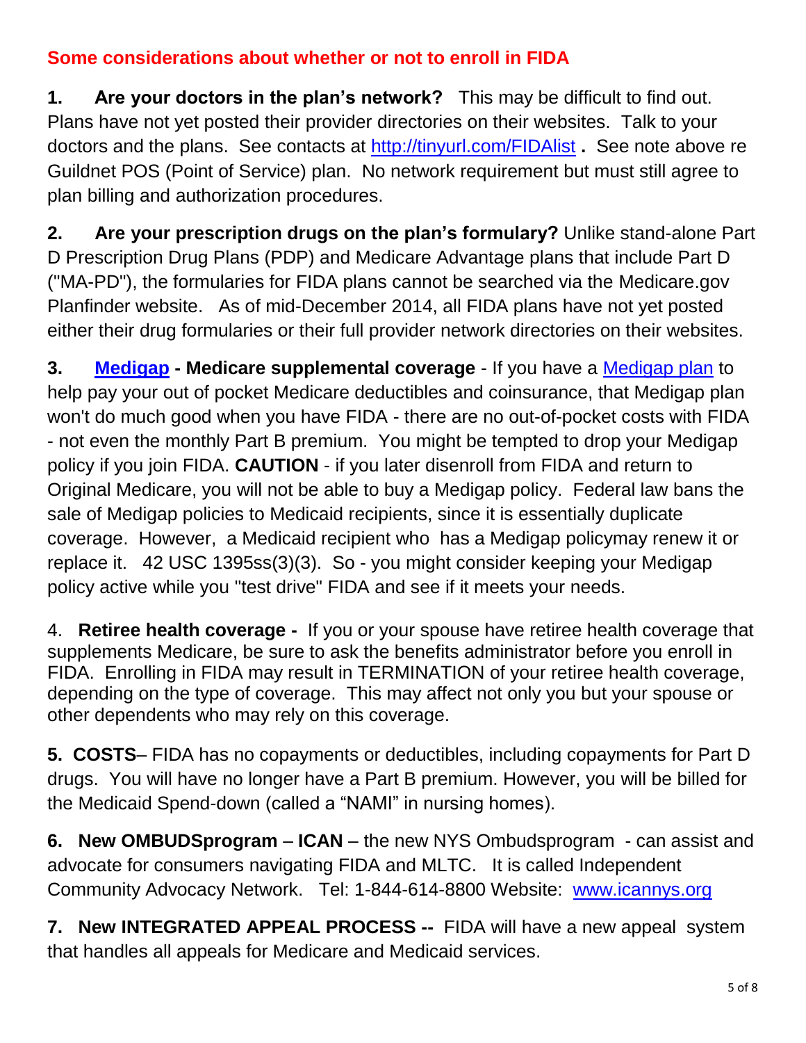## Some considerations about whether or not to enroll in FIDA

**1. Are your doctors in the plan's network?** This may be difficult to find out. Plans have not yet posted their provider directories on their websites. Talk to your doctors and the plans. See contacts at [http://tinyurl.com/FIDAlist](http://tinyurl.com/FIDAlist) **.** See note above re Guildnet POS (Point of Service) plan. No network requirement but must still agree to plan billing and authorization procedures.

**2. Are your prescription drugs on the plan's formulary?** Unlike stand-alone Part D Prescription Drug Plans (PDP) and Medicare Advantage plans that include Part D ("MA-PD"), the formularies for FIDA plans cannot be searched via the Medicare.gov Planfinder website. As of mid-December 2014, all FIDA plans have not yet posted either their drug formularies or their full provider network directories on their websites.

**3. [Medigap](Medigap) - Medicare supplemental coverage** - If you have a [Medigap plan](Medigap plan) to help pay your out of pocket Medicare deductibles and coinsurance, that Medigap plan won't do much good when you have FIDA - there are no out-of-pocket costs with FIDA - not even the monthly Part B premium. You might be tempted to drop your Medigap policy if you join FIDA. **CAUTION** - if you later disenroll from FIDA and return to Original Medicare, you will not be able to buy a Medigap policy. Federal law bans the sale of Medigap policies to Medicaid recipients, since it is essentially duplicate coverage. However, a Medicaid recipient who has a Medigap policymay renew it or replace it. 42 USC 1395ss(3)(3). So - you might consider keeping your Medigap policy active while you "test drive" FIDA and see if it meets your needs.

4. **Retiree health coverage -** If you or your spouse have retiree health coverage that supplements Medicare, be sure to ask the benefits administrator before you enroll in FIDA. Enrolling in FIDA may result in TERMINATION of your retiree health coverage, depending on the type of coverage. This may affect not only you but your spouse or other dependents who may rely on this coverage.

**5. COSTS**– FIDA has no copayments or deductibles, including copayments for Part D drugs. You will have no longer have a Part B premium. However, you will be billed for the Medicaid Spend-down (called a "NAMI" in nursing homes).

**6. New OMBUDSprogram** – **ICAN** – the new NYS Ombudsprogram - can assist and advocate for consumers navigating FIDA and MLTC. It is called Independent Community Advocacy Network. Tel: 1-844-614-8800 Website: [www.icannys.org](www.icannys.org)

**7. New INTEGRATED APPEAL PROCESS --** FIDA will have a new appeal system that handles all appeals for Medicare and Medicaid services.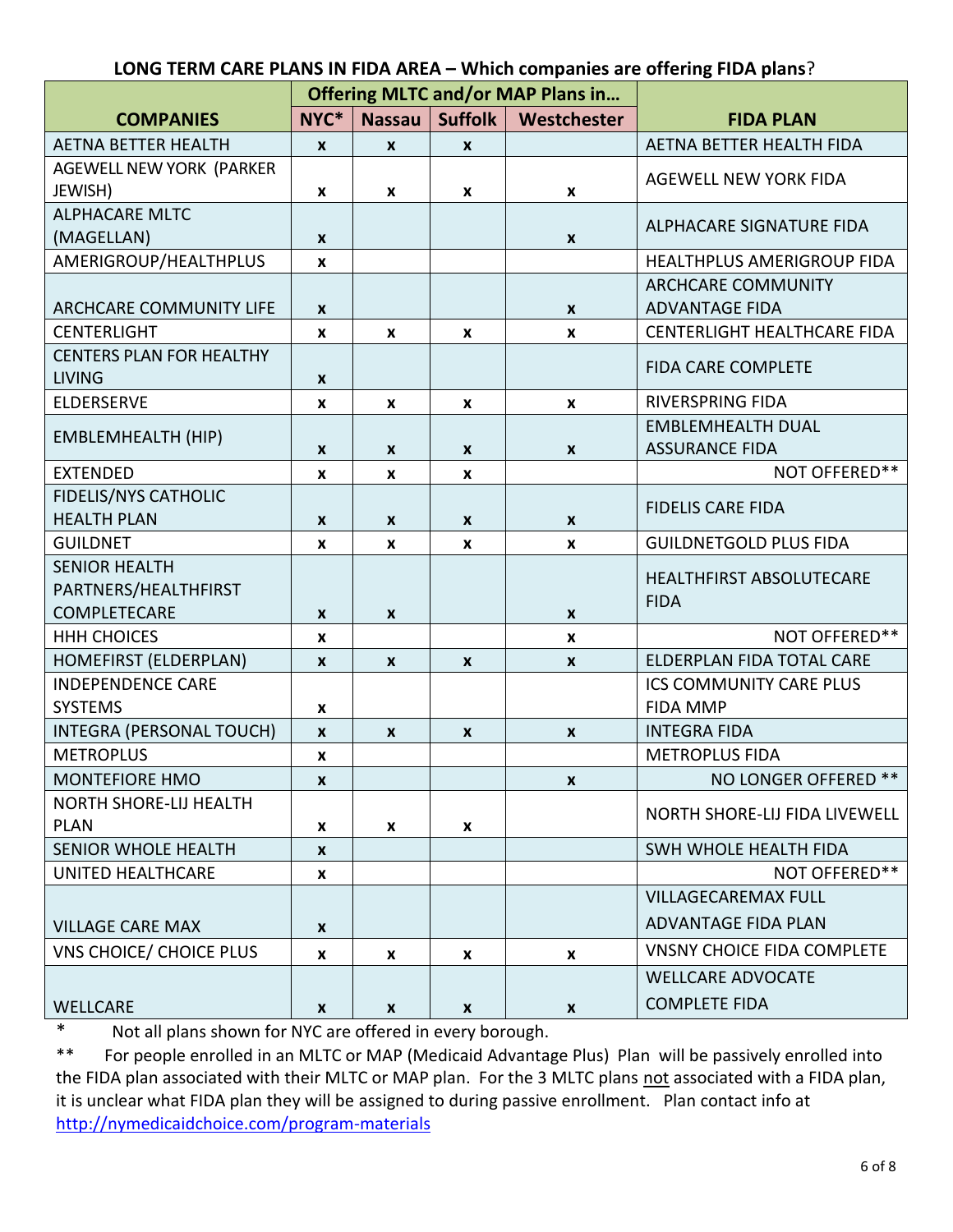**LONG TERM CARE PLANS IN FIDA AREA – Which companies are offering FIDA plans?**

| COMPANIES | Offering MLTC and/or MAP Plans in… | | | | FIDA PLAN |
|---|---|---|---|---|---|
| | NYC* | Nassau | Suffolk | Westchester | |
| AETNA BETTER HEALTH | x | x | x | | AETNA BETTER HEALTH FIDA |
| AGEWELL NEW YORK (PARKER JEWISH) | x | x | x | x | AGEWELL NEW YORK FIDA |
| ALPHACARE MLTC (MAGELLAN) | x | | | x | ALPHACARE SIGNATURE FIDA |
| AMERIGROUP/HEALTHPLUS | x | | | | HEALTHPLUS AMERIGROUP FIDA |
| ARCHCARE COMMUNITY LIFE | x | | | x | ARCHCARE COMMUNITY ADVANTAGE FIDA |
| CENTERLIGHT | x | x | x | x | CENTERLIGHT HEALTHCARE FIDA |
| CENTERS PLAN FOR HEALTHY LIVING | x | | | | FIDA CARE COMPLETE |
| ELDERSERVE | x | x | x | x | RIVERSPRING FIDA |
| EMBLEMHEALTH (HIP) | x | x | x | x | EMBLEMHEALTH DUAL ASSURANCE FIDA |
| EXTENDED | x | x | x | | NOT OFFERED** |
| FIDELIS/NYS CATHOLIC HEALTH PLAN | x | x | x | x | FIDELIS CARE FIDA |
| GUILDNET | x | x | x | x | GUILDNETGOLD PLUS FIDA |
| SENIOR HEALTH PARTNERS/HEALTHFIRST COMPLETECARE | x | x | | x | HEALTHFIRST ABSOLUTECARE FIDA |
| HHH CHOICES | x | | | x | NOT OFFERED** |
| HOMEFIRST (ELDERPLAN) | x | x | x | x | ELDERPLAN FIDA TOTAL CARE |
| INDEPENDENCE CARE SYSTEMS | x | | | | ICS COMMUNITY CARE PLUS FIDA MMP |
| INTEGRA (PERSONAL TOUCH) | x | x | x | x | INTEGRA FIDA |
| METROPLUS | x | | | | METROPLUS FIDA |
| MONTEFIORE HMO | x | | | x | NO LONGER OFFERED ** |
| NORTH SHORE-LIJ HEALTH PLAN | x | x | x | | NORTH SHORE-LIJ FIDA LIVEWELL |
| SENIOR WHOLE HEALTH | x | | | | SWH WHOLE HEALTH FIDA |
| UNITED HEALTHCARE | x | | | | NOT OFFERED** |
| VILLAGE CARE MAX | x | | | | VILLAGECAREMAX FULL ADVANTAGE FIDA PLAN |
| VNS CHOICE/ CHOICE PLUS | x | x | x | x | VNSNY CHOICE FIDA COMPLETE |
| WELLCARE | x | x | x | x | WELLCARE ADVOCATE COMPLETE FIDA |

\* Not all plans shown for NYC are offered in every borough.

** For people enrolled in an MLTC or MAP (Medicaid Advantage Plus) Plan will be passively enrolled into the FIDA plan associated with their MLTC or MAP plan. For the 3 MLTC plans not associated with a FIDA plan, it is unclear what FIDA plan they will be assigned to during passive enrollment. Plan contact info at [http://nymedicaidchoice.com/program-materials](http://nymedicaidchoice.com/program-materials)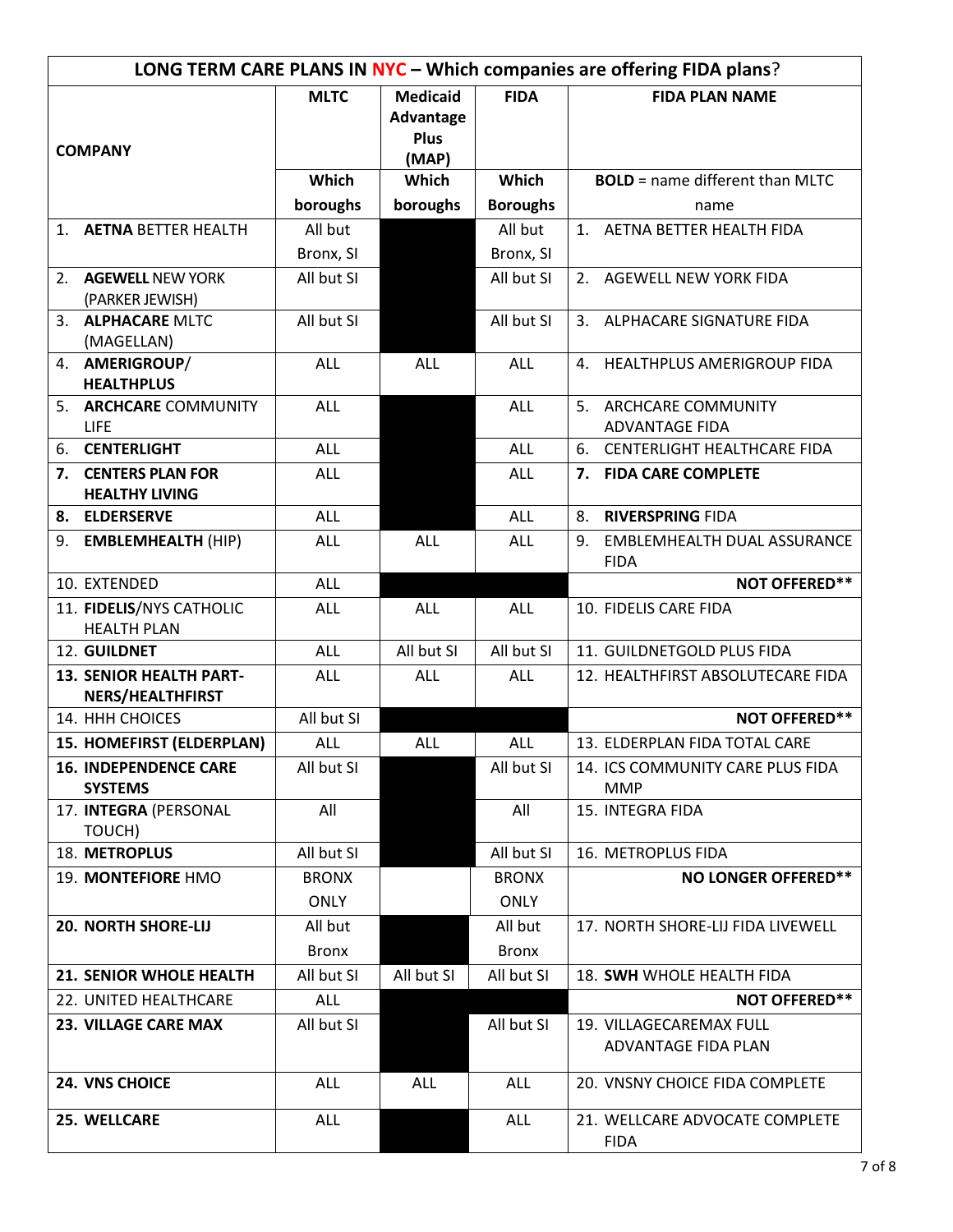| LONG TERM CARE PLANS IN NYC – Which companies are offering FIDA plans? | | | | |
|---|---|---|---|---|
| **COMPANY** | **MLTC** | **Medicaid Advantage Plus (MAP)** | **FIDA** | **FIDA PLAN NAME** |
| | **Which boroughs** | **Which boroughs** | **Which Boroughs** | **BOLD** = name different than MLTC name |
| 1. **AETNA** BETTER HEALTH | All but Bronx, SI | | All but Bronx, SI | 1. AETNA BETTER HEALTH FIDA |
| 2. **AGEWELL** NEW YORK (PARKER JEWISH) | All but SI | | All but SI | 2. AGEWELL NEW YORK FIDA |
| 3. **ALPHACARE** MLTC (MAGELLAN) | All but SI | | All but SI | 3. ALPHACARE SIGNATURE FIDA |
| 4. **AMERIGROUP/ HEALTHPLUS** | ALL | ALL | ALL | 4. HEALTHPLUS AMERIGROUP FIDA |
| 5. **ARCHCARE** COMMUNITY LIFE | ALL | | ALL | 5. ARCHCARE COMMUNITY ADVANTAGE FIDA |
| 6. **CENTERLIGHT** | ALL | | ALL | 6. CENTERLIGHT HEALTHCARE FIDA |
| **7. CENTERS PLAN FOR HEALTHY LIVING** | ALL | | ALL | **7. FIDA CARE COMPLETE** |
| **8. ELDERSERVE** | ALL | | ALL | 8. **RIVERSPRING** FIDA |
| 9. **EMBLEMHEALTH** (HIP) | ALL | ALL | ALL | 9. EMBLEMHEALTH DUAL ASSURANCE FIDA |
| 10. EXTENDED | ALL | | | **NOT OFFERED**** |
| 11. **FIDELIS**/NYS CATHOLIC HEALTH PLAN | ALL | ALL | ALL | 10. FIDELIS CARE FIDA |
| 12. **GUILDNET** | ALL | All but SI | All but SI | 11. GUILDNETGOLD PLUS FIDA |
| **13. SENIOR HEALTH PART-NERS/HEALTHFIRST** | ALL | ALL | ALL | 12. HEALTHFIRST ABSOLUTECARE FIDA |
| 14. HHH CHOICES | All but SI | | | **NOT OFFERED**** |
| **15. HOMEFIRST (ELDERPLAN)** | ALL | ALL | ALL | 13. ELDERPLAN FIDA TOTAL CARE |
| **16. INDEPENDENCE CARE SYSTEMS** | All but SI | | All but SI | 14. ICS COMMUNITY CARE PLUS FIDA MMP |
| 17. **INTEGRA** (PERSONAL TOUCH) | All | | All | 15. INTEGRA FIDA |
| 18. **METROPLUS** | All but SI | | All but SI | 16. METROPLUS FIDA |
| 19. **MONTEFIORE** HMO | BRONX ONLY | | BRONX ONLY | **NO LONGER OFFERED**** |
| **20. NORTH SHORE-LIJ** | All but Bronx | | All but Bronx | 17. NORTH SHORE-LIJ FIDA LIVEWELL |
| **21. SENIOR WHOLE HEALTH** | All but SI | All but SI | All but SI | 18. **SWH** WHOLE HEALTH FIDA |
| 22. UNITED HEALTHCARE | ALL | | | **NOT OFFERED**** |
| **23. VILLAGE CARE MAX** | All but SI | | All but SI | 19. VILLAGECAREMAX FULL ADVANTAGE FIDA PLAN |
| **24. VNS CHOICE** | ALL | ALL | ALL | 20. VNSNY CHOICE FIDA COMPLETE |
| **25. WELLCARE** | ALL | | ALL | 21. WELLCARE ADVOCATE COMPLETE FIDA |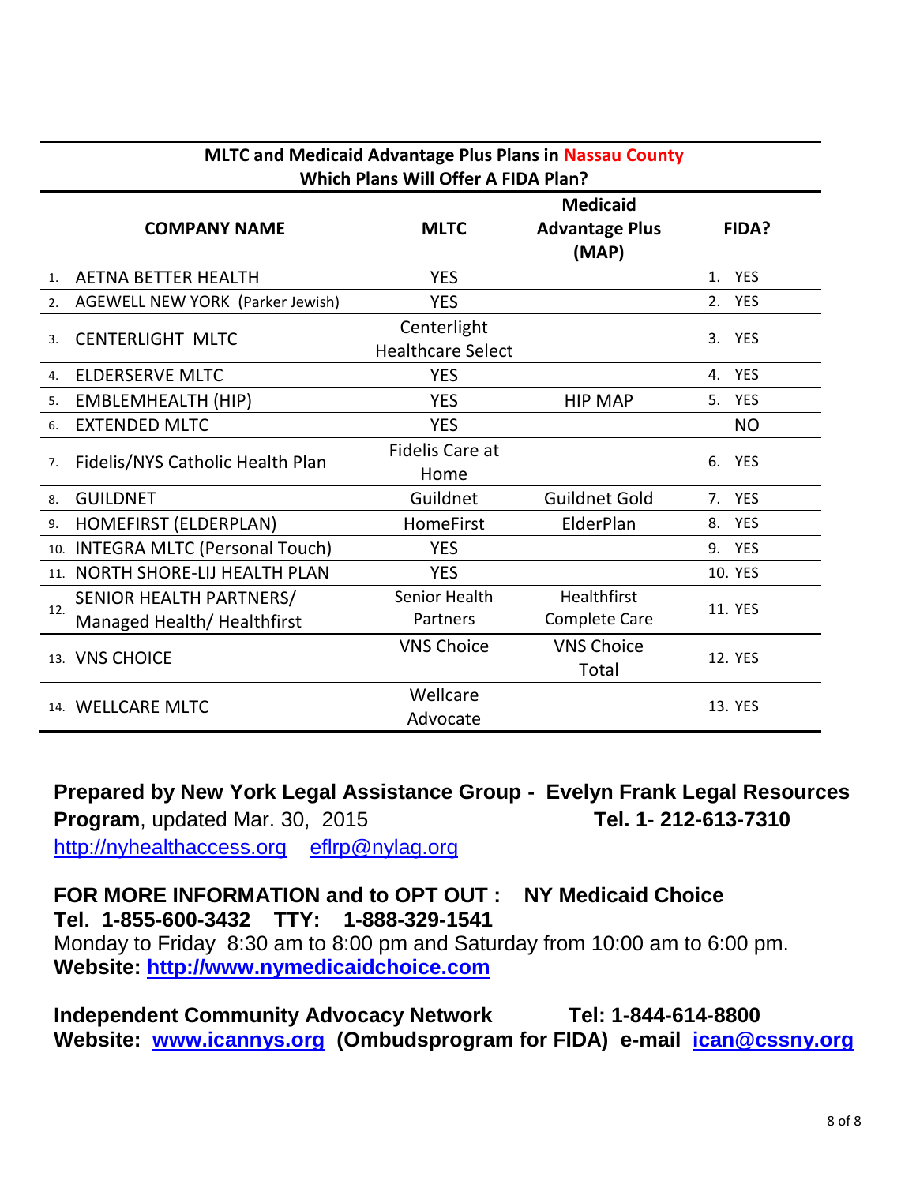**MLTC and Medicaid Advantage Plus Plans in Nassau County**
**Which Plans Will Offer A FIDA Plan?**

| | COMPANY NAME | MLTC | Medicaid Advantage Plus (MAP) | FIDA? |
|---|---|---|---|---|
| 1. | AETNA BETTER HEALTH | YES | | 1. YES |
| 2. | AGEWELL NEW YORK (Parker Jewish) | YES | | 2. YES |
| 3. | CENTERLIGHT MLTC | Centerlight Healthcare Select | | 3. YES |
| 4. | ELDERSERVE MLTC | YES | | 4. YES |
| 5. | EMBLEMHEALTH (HIP) | YES | HIP MAP | 5. YES |
| 6. | EXTENDED MLTC | YES | | NO |
| 7. | Fidelis/NYS Catholic Health Plan | Fidelis Care at Home | | 6. YES |
| 8. | GUILDNET | Guildnet | Guildnet Gold | 7. YES |
| 9. | HOMEFIRST (ELDERPLAN) | HomeFirst | ElderPlan | 8. YES |
| 10. | INTEGRA MLTC (Personal Touch) | YES | | 9. YES |
| 11. | NORTH SHORE-LIJ HEALTH PLAN | YES | | 10. YES |
| 12. | SENIOR HEALTH PARTNERS/ Managed Health/ Healthfirst | Senior Health Partners | Healthfirst Complete Care | 11. YES |
| 13. | VNS CHOICE | VNS Choice | VNS Choice Total | 12. YES |
| 14. | WELLCARE MLTC | Wellcare Advocate | | 13. YES |

**Prepared by New York Legal Assistance Group - Evelyn Frank Legal Resources Program**, updated Mar. 30, 2015 **Tel. 1- 212-613-7310**
http://nyhealthaccess.org eflrp@nylag.org

**FOR MORE INFORMATION and to OPT OUT : NY Medicaid Choice**
**Tel. 1-855-600-3432 TTY: 1-888-329-1541**
Monday to Friday 8:30 am to 8:00 pm and Saturday from 10:00 am to 6:00 pm.
**Website: http://www.nymedicaidchoice.com**

**Independent Community Advocacy Network Tel: 1-844-614-8800**
**Website: www.icannys.org (Ombudsprogram for FIDA) e-mail ican@cssny.org**